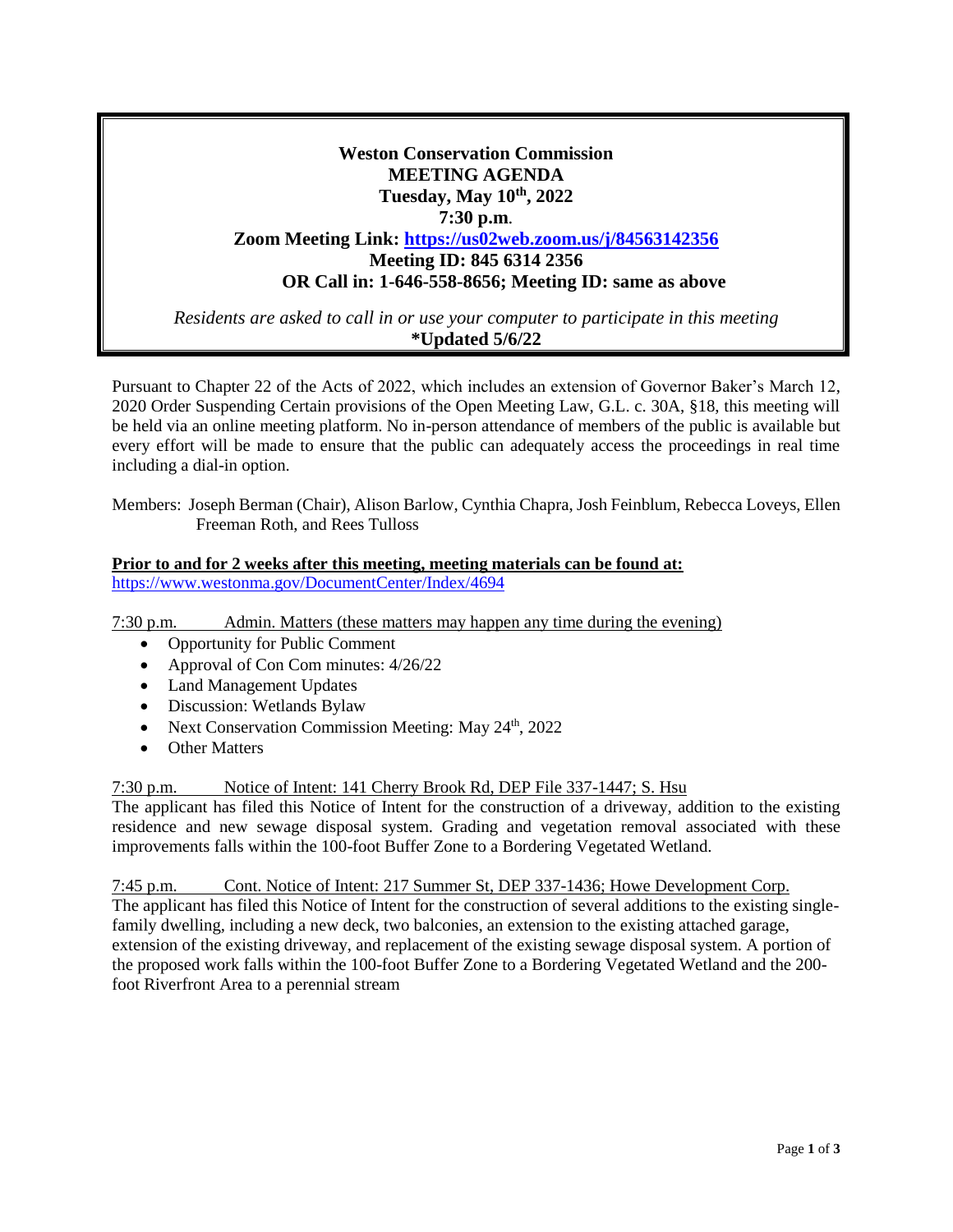**Weston Conservation Commission**
**MEETING AGENDA**
**Tuesday, May 10th, 2022**
**7:30 p.m.**
**Zoom Meeting Link: [https://us02web.zoom.us/j/84563142356](https://us02web.zoom.us/j/84563142356)**
**Meeting ID: 845 6314 2356**
**OR Call in: 1-646-558-8656; Meeting ID: same as above**

*Residents are asked to call in or use your computer to participate in this meeting*
**\*Updated 5/6/22**

Pursuant to Chapter 22 of the Acts of 2022, which includes an extension of Governor Baker's March 12, 2020 Order Suspending Certain provisions of the Open Meeting Law, G.L. c. 30A, §18, this meeting will be held via an online meeting platform. No in-person attendance of members of the public is available but every effort will be made to ensure that the public can adequately access the proceedings in real time including a dial-in option.

Members: Joseph Berman (Chair), Alison Barlow, Cynthia Chapra, Josh Feinblum, Rebecca Loveys, Ellen Freeman Roth, and Rees Tulloss

**Prior to and for 2 weeks after this meeting, meeting materials can be found at:**
[https://www.westonma.gov/DocumentCenter/Index/4694](https://www.westonma.gov/DocumentCenter/Index/4694)

7:30 p.m. Admin. Matters (these matters may happen any time during the evening)

- Opportunity for Public Comment
- Approval of Con Com minutes: 4/26/22
- Land Management Updates
- Discussion: Wetlands Bylaw
- Next Conservation Commission Meeting: May 24th, 2022
- Other Matters

7:30 p.m. Notice of Intent: 141 Cherry Brook Rd, DEP File 337-1447; S. Hsu

The applicant has filed this Notice of Intent for the construction of a driveway, addition to the existing residence and new sewage disposal system. Grading and vegetation removal associated with these improvements falls within the 100-foot Buffer Zone to a Bordering Vegetated Wetland.

7:45 p.m. Cont. Notice of Intent: 217 Summer St, DEP 337-1436; Howe Development Corp.

The applicant has filed this Notice of Intent for the construction of several additions to the existing single-family dwelling, including a new deck, two balconies, an extension to the existing attached garage, extension of the existing driveway, and replacement of the existing sewage disposal system. A portion of the proposed work falls within the 100-foot Buffer Zone to a Bordering Vegetated Wetland and the 200-foot Riverfront Area to a perennial stream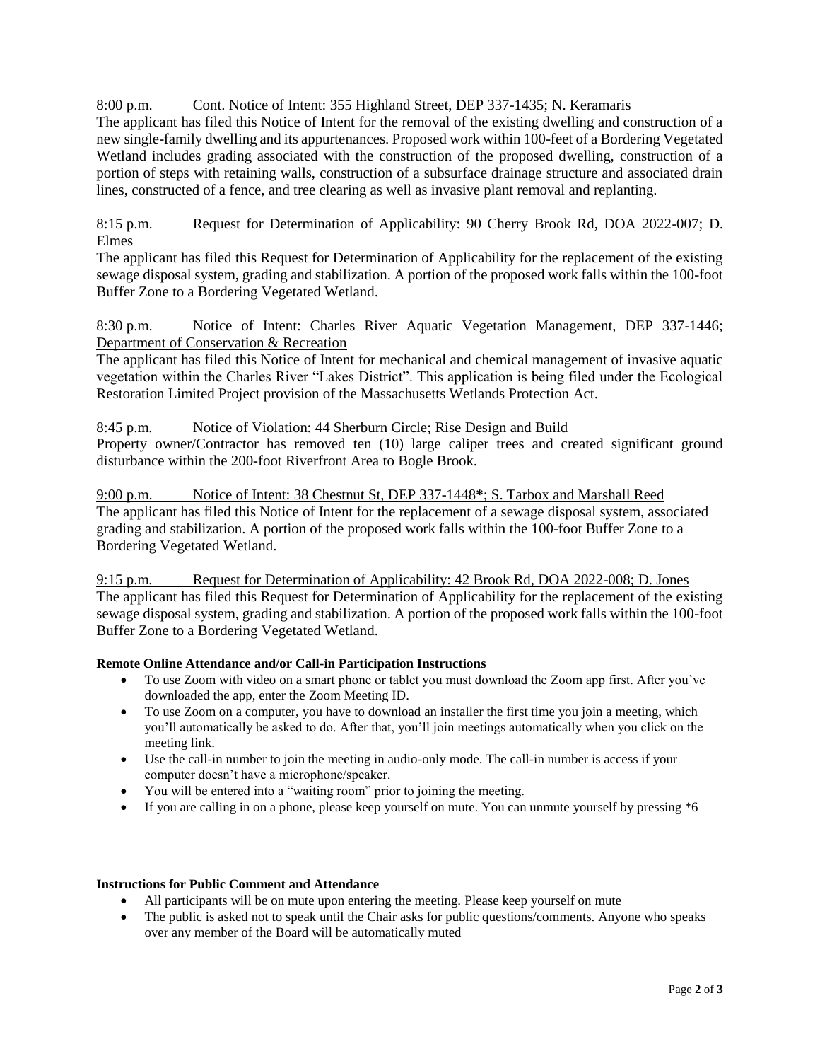8:00 p.m.     Cont. Notice of Intent: 355 Highland Street, DEP 337-1435; N. Keramaris

The applicant has filed this Notice of Intent for the removal of the existing dwelling and construction of a new single-family dwelling and its appurtenances. Proposed work within 100-feet of a Bordering Vegetated Wetland includes grading associated with the construction of the proposed dwelling, construction of a portion of steps with retaining walls, construction of a subsurface drainage structure and associated drain lines, constructed of a fence, and tree clearing as well as invasive plant removal and replanting.

8:15 p.m.     Request for Determination of Applicability: 90 Cherry Brook Rd, DOA 2022-007; D. Elmes

The applicant has filed this Request for Determination of Applicability for the replacement of the existing sewage disposal system, grading and stabilization. A portion of the proposed work falls within the 100-foot Buffer Zone to a Bordering Vegetated Wetland.

8:30 p.m.     Notice of Intent: Charles River Aquatic Vegetation Management, DEP 337-1446; Department of Conservation & Recreation

The applicant has filed this Notice of Intent for mechanical and chemical management of invasive aquatic vegetation within the Charles River "Lakes District". This application is being filed under the Ecological Restoration Limited Project provision of the Massachusetts Wetlands Protection Act.

8:45 p.m.     Notice of Violation: 44 Sherburn Circle; Rise Design and Build

Property owner/Contractor has removed ten (10) large caliper trees and created significant ground disturbance within the 200-foot Riverfront Area to Bogle Brook.

9:00 p.m.     Notice of Intent: 38 Chestnut St, DEP 337-1448**\***; S. Tarbox and Marshall Reed

The applicant has filed this Notice of Intent for the replacement of a sewage disposal system, associated grading and stabilization. A portion of the proposed work falls within the 100-foot Buffer Zone to a Bordering Vegetated Wetland.

9:15 p.m.     Request for Determination of Applicability: 42 Brook Rd, DOA 2022-008; D. Jones

The applicant has filed this Request for Determination of Applicability for the replacement of the existing sewage disposal system, grading and stabilization. A portion of the proposed work falls within the 100-foot Buffer Zone to a Bordering Vegetated Wetland.

**Remote Online Attendance and/or Call-in Participation Instructions**

- To use Zoom with video on a smart phone or tablet you must download the Zoom app first. After you've downloaded the app, enter the Zoom Meeting ID.
- To use Zoom on a computer, you have to download an installer the first time you join a meeting, which you'll automatically be asked to do. After that, you'll join meetings automatically when you click on the meeting link.
- Use the call-in number to join the meeting in audio-only mode. The call-in number is access if your computer doesn't have a microphone/speaker.
- You will be entered into a "waiting room" prior to joining the meeting.
- If you are calling in on a phone, please keep yourself on mute. You can unmute yourself by pressing *6

**Instructions for Public Comment and Attendance**

- All participants will be on mute upon entering the meeting. Please keep yourself on mute
- The public is asked not to speak until the Chair asks for public questions/comments. Anyone who speaks over any member of the Board will be automatically muted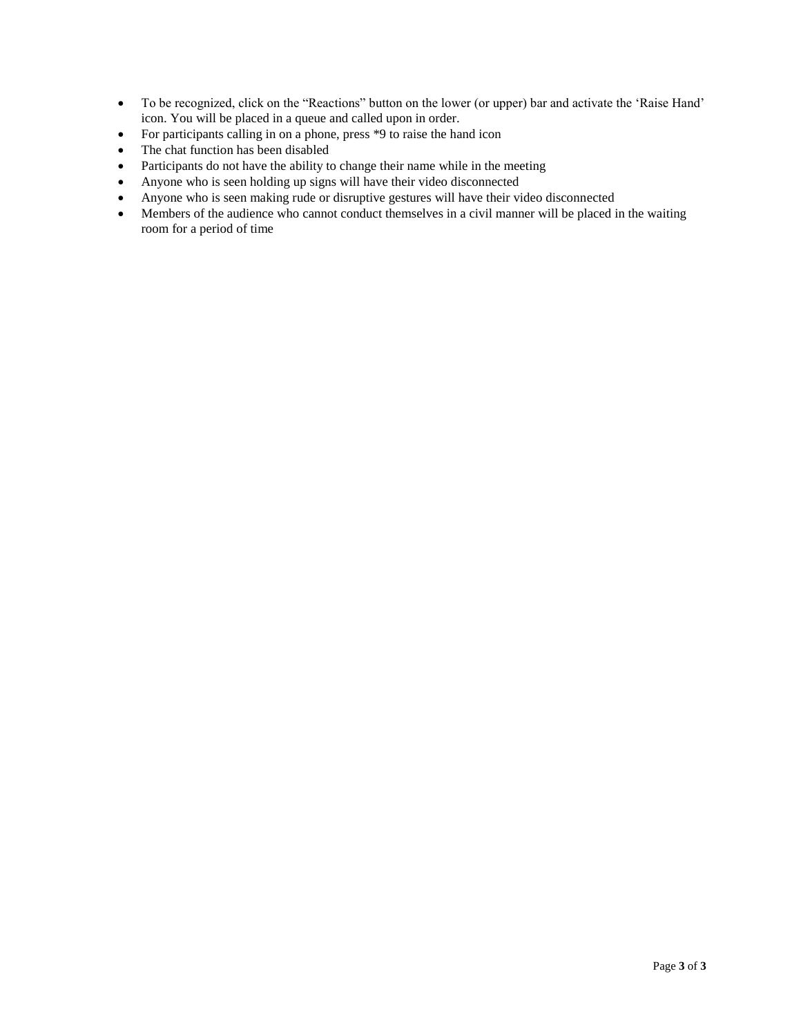- To be recognized, click on the "Reactions" button on the lower (or upper) bar and activate the 'Raise Hand' icon. You will be placed in a queue and called upon in order.
- For participants calling in on a phone, press *9 to raise the hand icon
- The chat function has been disabled
- Participants do not have the ability to change their name while in the meeting
- Anyone who is seen holding up signs will have their video disconnected
- Anyone who is seen making rude or disruptive gestures will have their video disconnected
- Members of the audience who cannot conduct themselves in a civil manner will be placed in the waiting room for a period of time